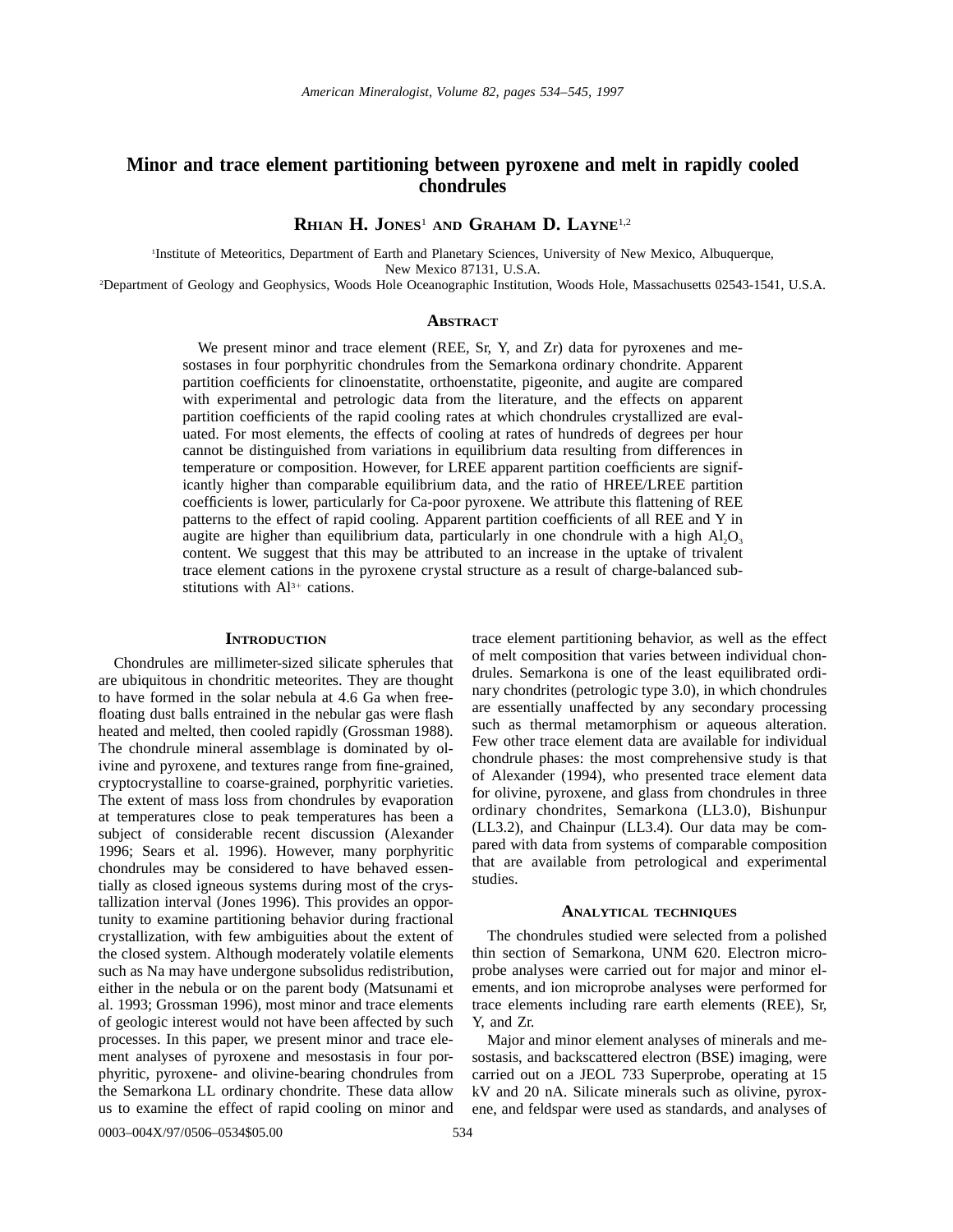# Minor and trace element partitioning between pyroxene and melt in rapidly cooled chondrules

**Rhian H. Jones**[1] **and Graham D. Layne**[1,2]

[1]Institute of Meteoritics, Department of Earth and Planetary Sciences, University of New Mexico, Albuquerque, New Mexico 87131, U.S.A.

[2]Department of Geology and Geophysics, Woods Hole Oceanographic Institution, Woods Hole, Massachusetts 02543-1541, U.S.A.

## Abstract

We present minor and trace element (REE, Sr, Y, and Zr) data for pyroxenes and mesostases in four porphyritic chondrules from the Semarkona ordinary chondrite. Apparent partition coefficients for clinoenstatite, orthoenstatite, pigeonite, and augite are compared with experimental and petrologic data from the literature, and the effects on apparent partition coefficients of the rapid cooling rates at which chondrules crystallized are evaluated. For most elements, the effects of cooling at rates of hundreds of degrees per hour cannot be distinguished from variations in equilibrium data resulting from differences in temperature or composition. However, for LREE apparent partition coefficients are significantly higher than comparable equilibrium data, and the ratio of HREE/LREE partition coefficients is lower, particularly for Ca-poor pyroxene. We attribute this flattening of REE patterns to the effect of rapid cooling. Apparent partition coefficients of all REE and Y in augite are higher than equilibrium data, particularly in one chondrule with a high $Al_2O_3$ content. We suggest that this may be attributed to an increase in the uptake of trivalent trace element cations in the pyroxene crystal structure as a result of charge-balanced substitutions with $Al^{3+}$ cations.

## Introduction

Chondrules are millimeter-sized silicate spherules that are ubiquitous in chondritic meteorites. They are thought to have formed in the solar nebula at 4.6 Ga when free-floating dust balls entrained in the nebular gas were flash heated and melted, then cooled rapidly (Grossman 1988). The chondrule mineral assemblage is dominated by olivine and pyroxene, and textures range from fine-grained, cryptocrystalline to coarse-grained, porphyritic varieties. The extent of mass loss from chondrules by evaporation at temperatures close to peak temperatures has been a subject of considerable recent discussion (Alexander 1996; Sears et al. 1996). However, many porphyritic chondrules may be considered to have behaved essentially as closed igneous systems during most of the crystallization interval (Jones 1996). This provides an opportunity to examine partitioning behavior during fractional crystallization, with few ambiguities about the extent of the closed system. Although moderately volatile elements such as Na may have undergone subsolidus redistribution, either in the nebula or on the parent body (Matsunami et al. 1993; Grossman 1996), most minor and trace elements of geologic interest would not have been affected by such processes. In this paper, we present minor and trace element analyses of pyroxene and mesostasis in four porphyritic, pyroxene- and olivine-bearing chondrules from the Semarkona LL ordinary chondrite. These data allow us to examine the effect of rapid cooling on minor and trace element partitioning behavior, as well as the effect of melt composition that varies between individual chondrules. Semarkona is one of the least equilibrated ordinary chondrites (petrologic type 3.0), in which chondrules are essentially unaffected by any secondary processing such as thermal metamorphism or aqueous alteration. Few other trace element data are available for individual chondrule phases: the most comprehensive study is that of Alexander (1994), who presented trace element data for olivine, pyroxene, and glass from chondrules in three ordinary chondrites, Semarkona (LL3.0), Bishunpur (LL3.2), and Chainpur (LL3.4). Our data may be compared with data from systems of comparable composition that are available from petrological and experimental studies.

## Analytical techniques

The chondrules studied were selected from a polished thin section of Semarkona, UNM 620. Electron microprobe analyses were carried out for major and minor elements, and ion microprobe analyses were performed for trace elements including rare earth elements (REE), Sr, Y, and Zr.

Major and minor element analyses of minerals and mesostasis, and backscattered electron (BSE) imaging, were carried out on a JEOL 733 Superprobe, operating at 15 kV and 20 nA. Silicate minerals such as olivine, pyroxene, and feldspar were used as standards, and analyses of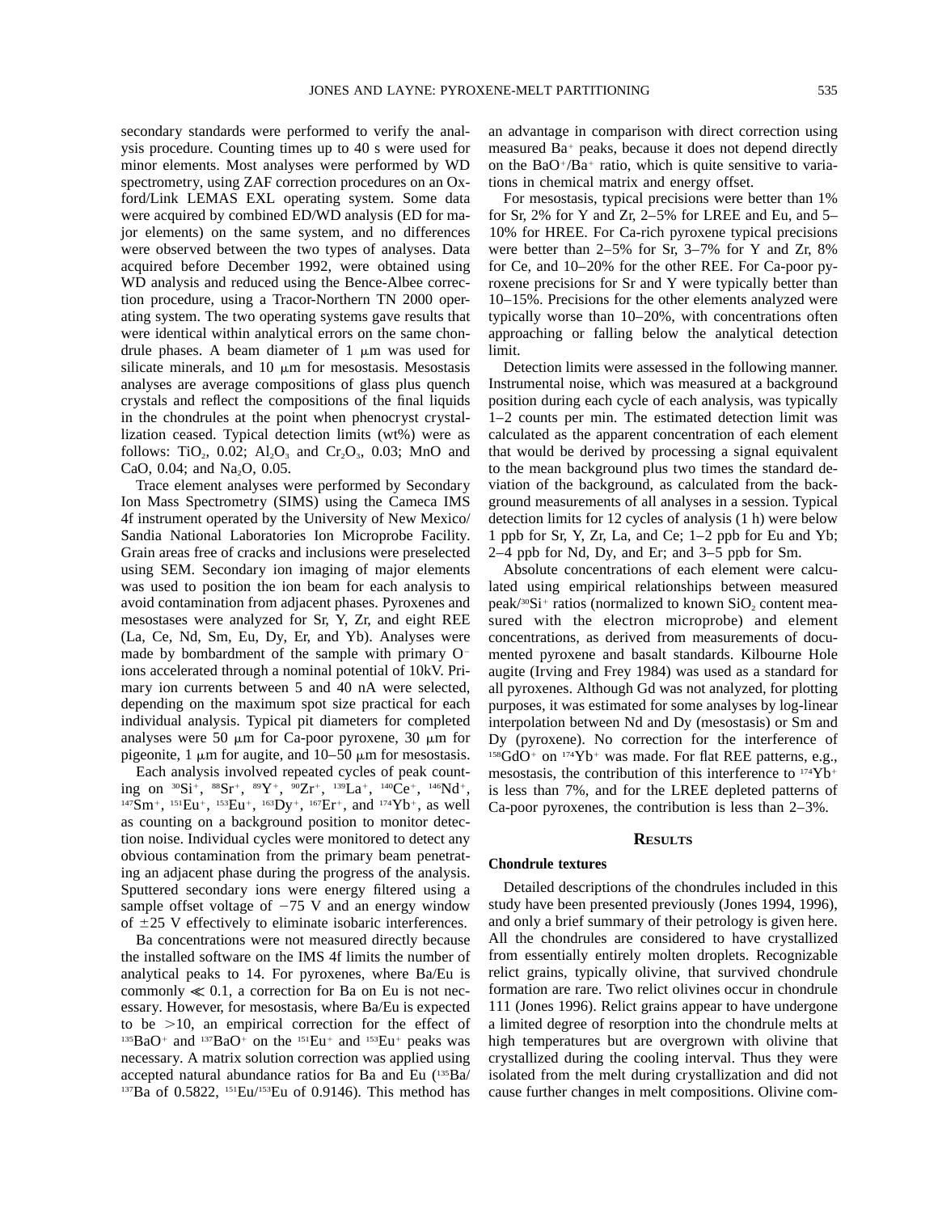secondary standards were performed to verify the analysis procedure. Counting times up to 40 s were used for minor elements. Most analyses were performed by WD spectrometry, using ZAF correction procedures on an Oxford/Link LEMAS EXL operating system. Some data were acquired by combined ED/WD analysis (ED for major elements) on the same system, and no differences were observed between the two types of analyses. Data acquired before December 1992, were obtained using WD analysis and reduced using the Bence-Albee correction procedure, using a Tracor-Northern TN 2000 operating system. The two operating systems gave results that were identical within analytical errors on the same chondrule phases. A beam diameter of 1 μm was used for silicate minerals, and 10 μm for mesostasis. Mesostasis analyses are average compositions of glass plus quench crystals and reflect the compositions of the final liquids in the chondrules at the point when phenocryst crystallization ceased. Typical detection limits (wt%) were as follows: $TiO_2$, 0.02; $Al_2O_3$ and $Cr_2O_3$, 0.03; MnO and CaO, 0.04; and $Na_2O$, 0.05.

Trace element analyses were performed by Secondary Ion Mass Spectrometry (SIMS) using the Cameca IMS 4f instrument operated by the University of New Mexico/Sandia National Laboratories Ion Microprobe Facility. Grain areas free of cracks and inclusions were preselected using SEM. Secondary ion imaging of major elements was used to position the ion beam for each analysis to avoid contamination from adjacent phases. Pyroxenes and mesostases were analyzed for Sr, Y, Zr, and eight REE (La, Ce, Nd, Sm, Eu, Dy, Er, and Yb). Analyses were made by bombardment of the sample with primary $O^-$ ions accelerated through a nominal potential of 10kV. Primary ion currents between 5 and 40 nA were selected, depending on the maximum spot size practical for each individual analysis. Typical pit diameters for completed analyses were 50 μm for Ca-poor pyroxene, 30 μm for pigeonite, 1 μm for augite, and 10–50 μm for mesostasis.

Each analysis involved repeated cycles of peak counting on $^{30}Si^+$, $^{88}Sr^+$, $^{89}Y^+$, $^{90}Zr^+$, $^{139}La^+$, $^{140}Ce^+$, $^{146}Nd^+$, $^{147}Sm^+$, $^{151}Eu^+$, $^{153}Eu^+$, $^{163}Dy^+$, $^{167}Er^+$, and $^{174}Yb^+$, as well as counting on a background position to monitor detection noise. Individual cycles were monitored to detect any obvious contamination from the primary beam penetrating an adjacent phase during the progress of the analysis. Sputtered secondary ions were energy filtered using a sample offset voltage of −75 V and an energy window of ±25 V effectively to eliminate isobaric interferences.

Ba concentrations were not measured directly because the installed software on the IMS 4f limits the number of analytical peaks to 14. For pyroxenes, where Ba/Eu is commonly $\ll 0.1$, a correction for Ba on Eu is not necessary. However, for mesostasis, where Ba/Eu is expected to be >10, an empirical correction for the effect of $^{135}BaO^+$ and $^{137}BaO^+$ on the $^{151}Eu^+$ and $^{153}Eu^+$ peaks was necessary. A matrix solution correction was applied using accepted natural abundance ratios for Ba and Eu ($^{135}Ba/^{137}Ba$ of 0.5822, $^{151}Eu/^{153}Eu$ of 0.9146). This method has an advantage in comparison with direct correction using measured $Ba^+$ peaks, because it does not depend directly on the $BaO^+/Ba^+$ ratio, which is quite sensitive to variations in chemical matrix and energy offset.

For mesostasis, typical precisions were better than 1% for Sr, 2% for Y and Zr, 2–5% for LREE and Eu, and 5–10% for HREE. For Ca-rich pyroxene typical precisions were better than 2–5% for Sr, 3–7% for Y and Zr, 8% for Ce, and 10–20% for the other REE. For Ca-poor pyroxene precisions for Sr and Y were typically better than 10–15%. Precisions for the other elements analyzed were typically worse than 10–20%, with concentrations often approaching or falling below the analytical detection limit.

Detection limits were assessed in the following manner. Instrumental noise, which was measured at a background position during each cycle of each analysis, was typically 1–2 counts per min. The estimated detection limit was calculated as the apparent concentration of each element that would be derived by processing a signal equivalent to the mean background plus two times the standard deviation of the background, as calculated from the background measurements of all analyses in a session. Typical detection limits for 12 cycles of analysis (1 h) were below 1 ppb for Sr, Y, Zr, La, and Ce; 1–2 ppb for Eu and Yb; 2–4 ppb for Nd, Dy, and Er; and 3–5 ppb for Sm.

Absolute concentrations of each element were calculated using empirical relationships between measured peak/$^{30}Si^+$ ratios (normalized to known $SiO_2$ content measured with the electron microprobe) and element concentrations, as derived from measurements of documented pyroxene and basalt standards. Kilbourne Hole augite (Irving and Frey 1984) was used as a standard for all pyroxenes. Although Gd was not analyzed, for plotting purposes, it was estimated for some analyses by log-linear interpolation between Nd and Dy (mesostasis) or Sm and Dy (pyroxene). No correction for the interference of $^{158}GdO^+$ on $^{174}Yb^+$ was made. For flat REE patterns, e.g., mesostasis, the contribution of this interference to $^{174}Yb^+$ is less than 7%, and for the LREE depleted patterns of Ca-poor pyroxenes, the contribution is less than 2–3%.

## Results

### Chondrule textures

Detailed descriptions of the chondrules included in this study have been presented previously (Jones 1994, 1996), and only a brief summary of their petrology is given here. All the chondrules are considered to have crystallized from essentially entirely molten droplets. Recognizable relict grains, typically olivine, that survived chondrule formation are rare. Two relict olivines occur in chondrule 111 (Jones 1996). Relict grains appear to have undergone a limited degree of resorption into the chondrule melts at high temperatures but are overgrown with olivine that crystallized during the cooling interval. Thus they were isolated from the melt during crystallization and did not cause further changes in melt compositions. Olivine com-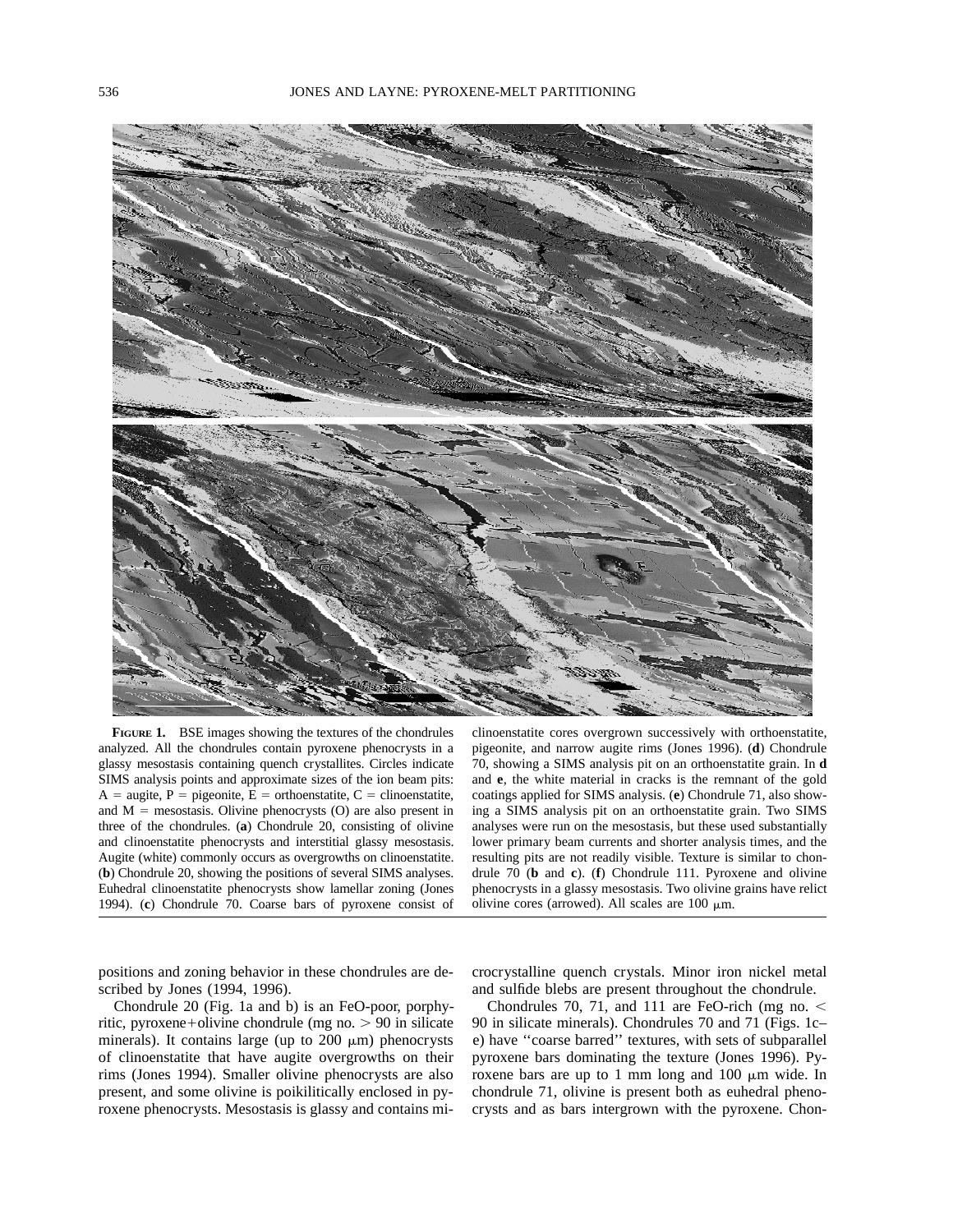**FIGURE 1.** BSE images showing the textures of the chondrules analyzed. All the chondrules contain pyroxene phenocrysts in a glassy mesostasis containing quench crystallites. Circles indicate SIMS analysis points and approximate sizes of the ion beam pits: A = augite, P = pigeonite, E = orthoenstatite, C = clinoenstatite, and M = mesostasis. Olivine phenocrysts (O) are also present in three of the chondrules. (**a**) Chondrule 20, consisting of olivine and clinoenstatite phenocrysts and interstitial glassy mesostasis. Augite (white) commonly occurs as overgrowths on clinoenstatite. (**b**) Chondrule 20, showing the positions of several SIMS analyses. Euhedral clinoenstatite phenocrysts show lamellar zoning (Jones 1994). (**c**) Chondrule 70. Coarse bars of pyroxene consist of clinoenstatite cores overgrown successively with orthoenstatite, pigeonite, and narrow augite rims (Jones 1996). (**d**) Chondrule 70, showing a SIMS analysis pit on an orthoenstatite grain. In **d** and **e**, the white material in cracks is the remnant of the gold coatings applied for SIMS analysis. (**e**) Chondrule 71, also showing a SIMS analysis pit on an orthoenstatite grain. Two SIMS analyses were run on the mesostasis, but these used substantially lower primary beam currents and shorter analysis times, and the resulting pits are not readily visible. Texture is similar to chondrule 70 (**b** and **c**). (**f**) Chondrule 111. Pyroxene and olivine phenocrysts in a glassy mesostasis. Two olivine grains have relict olivine cores (arrowed). All scales are 100 μm.

positions and zoning behavior in these chondrules are described by Jones (1994, 1996).

Chondrule 20 (Fig. 1a and b) is an FeO-poor, porphyritic, pyroxene+olivine chondrule (mg no. > 90 in silicate minerals). It contains large (up to 200 μm) phenocrysts of clinoenstatite that have augite overgrowths on their rims (Jones 1994). Smaller olivine phenocrysts are also present, and some olivine is poikilitically enclosed in pyroxene phenocrysts. Mesostasis is glassy and contains microcrystalline quench crystals. Minor iron nickel metal and sulfide blebs are present throughout the chondrule.

Chondrules 70, 71, and 111 are FeO-rich (mg no. < 90 in silicate minerals). Chondrules 70 and 71 (Figs. 1c–e) have "coarse barred" textures, with sets of subparallel pyroxene bars dominating the texture (Jones 1996). Pyroxene bars are up to 1 mm long and 100 μm wide. In chondrule 71, olivine is present both as euhedral phenocrysts and as bars intergrown with the pyroxene. Chon-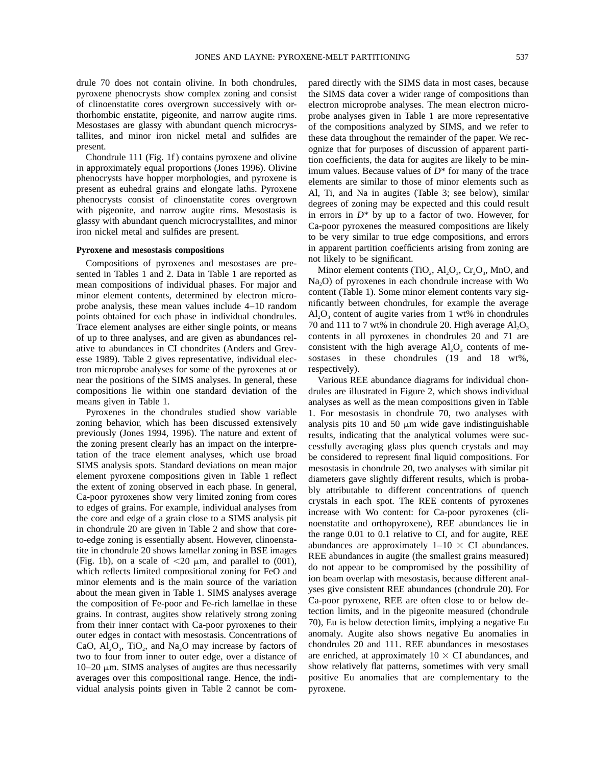drule 70 does not contain olivine. In both chondrules, pyroxene phenocrysts show complex zoning and consist of clinoenstatite cores overgrown successively with orthorhombic enstatite, pigeonite, and narrow augite rims. Mesostases are glassy with abundant quench microcrystallites, and minor iron nickel metal and sulfides are present.

Chondrule 111 (Fig. 1f) contains pyroxene and olivine in approximately equal proportions (Jones 1996). Olivine phenocrysts have hopper morphologies, and pyroxene is present as euhedral grains and elongate laths. Pyroxene phenocrysts consist of clinoenstatite cores overgrown with pigeonite, and narrow augite rims. Mesostasis is glassy with abundant quench microcrystallites, and minor iron nickel metal and sulfides are present.

**Pyroxene and mesostasis compositions**

Compositions of pyroxenes and mesostases are presented in Tables 1 and 2. Data in Table 1 are reported as mean compositions of individual phases. For major and minor element contents, determined by electron microprobe analysis, these mean values include 4–10 random points obtained for each phase in individual chondrules. Trace element analyses are either single points, or means of up to three analyses, and are given as abundances relative to abundances in CI chondrites (Anders and Grevesse 1989). Table 2 gives representative, individual electron microprobe analyses for some of the pyroxenes at or near the positions of the SIMS analyses. In general, these compositions lie within one standard deviation of the means given in Table 1.

Pyroxenes in the chondrules studied show variable zoning behavior, which has been discussed extensively previously (Jones 1994, 1996). The nature and extent of the zoning present clearly has an impact on the interpretation of the trace element analyses, which use broad SIMS analysis spots. Standard deviations on mean major element pyroxene compositions given in Table 1 reflect the extent of zoning observed in each phase. In general, Ca-poor pyroxenes show very limited zoning from cores to edges of grains. For example, individual analyses from the core and edge of a grain close to a SIMS analysis pit in chondrule 20 are given in Table 2 and show that core-to-edge zoning is essentially absent. However, clinoenstatite in chondrule 20 shows lamellar zoning in BSE images (Fig. 1b), on a scale of $<20$ μm, and parallel to (001), which reflects limited compositional zoning for FeO and minor elements and is the main source of the variation about the mean given in Table 1. SIMS analyses average the composition of Fe-poor and Fe-rich lamellae in these grains. In contrast, augites show relatively strong zoning from their inner contact with Ca-poor pyroxenes to their outer edges in contact with mesostasis. Concentrations of CaO, $Al_2O_3$, $TiO_2$, and $Na_2O$ may increase by factors of two to four from inner to outer edge, over a distance of 10–20 μm. SIMS analyses of augites are thus necessarily averages over this compositional range. Hence, the individual analysis points given in Table 2 cannot be compared directly with the SIMS data in most cases, because the SIMS data cover a wider range of compositions than electron microprobe analyses. The mean electron microprobe analyses given in Table 1 are more representative of the compositions analyzed by SIMS, and we refer to these data throughout the remainder of the paper. We recognize that for purposes of discussion of apparent partition coefficients, the data for augites are likely to be minimum values. Because values of $D^*$ for many of the trace elements are similar to those of minor elements such as Al, Ti, and Na in augites (Table 3; see below), similar degrees of zoning may be expected and this could result in errors in $D^*$ by up to a factor of two. However, for Ca-poor pyroxenes the measured compositions are likely to be very similar to true edge compositions, and errors in apparent partition coefficients arising from zoning are not likely to be significant.

Minor element contents ($TiO_2$, $Al_2O_3$, $Cr_2O_3$, MnO, and $Na_2O$) of pyroxenes in each chondrule increase with Wo content (Table 1). Some minor element contents vary significantly between chondrules, for example the average $Al_2O_3$ content of augite varies from 1 wt% in chondrules 70 and 111 to 7 wt% in chondrule 20. High average $Al_2O_3$ contents in all pyroxenes in chondrules 20 and 71 are consistent with the high average $Al_2O_3$ contents of mesostases in these chondrules (19 and 18 wt%, respectively).

Various REE abundance diagrams for individual chondrules are illustrated in Figure 2, which shows individual analyses as well as the mean compositions given in Table 1. For mesostasis in chondrule 70, two analyses with analysis pits 10 and 50 μm wide gave indistinguishable results, indicating that the analytical volumes were successfully averaging glass plus quench crystals and may be considered to represent final liquid compositions. For mesostasis in chondrule 20, two analyses with similar pit diameters gave slightly different results, which is probably attributable to different concentrations of quench crystals in each spot. The REE contents of pyroxenes increase with Wo content: for Ca-poor pyroxenes (clinoenstatite and orthopyroxene), REE abundances lie in the range 0.01 to 0.1 relative to CI, and for augite, REE abundances are approximately $1–10 \times$ CI abundances. REE abundances in augite (the smallest grains measured) do not appear to be compromised by the possibility of ion beam overlap with mesostasis, because different analyses give consistent REE abundances (chondrule 20). For Ca-poor pyroxene, REE are often close to or below detection limits, and in the pigeonite measured (chondrule 70), Eu is below detection limits, implying a negative Eu anomaly. Augite also shows negative Eu anomalies in chondrules 20 and 111. REE abundances in mesostases are enriched, at approximately $10 \times$ CI abundances, and show relatively flat patterns, sometimes with very small positive Eu anomalies that are complementary to the pyroxene.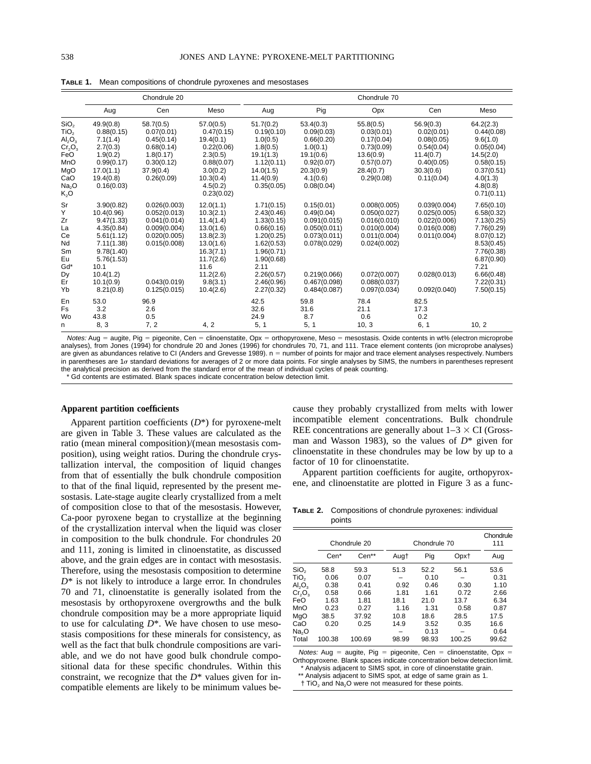**TABLE 1.** Mean compositions of chondrule pyroxenes and mesostases

| | Chondrule 20 | | | Chondrule 70 | | | | |
|---|---|---|---|---|---|---|---|---|
| | Aug | Cen | Meso | Aug | Pig | Opx | Cen | Meso |
| $SiO_2$ | 49.9(0.8) | 58.7(0.5) | 57.0(0.5) | 51.7(0.2) | 53.4(0.3) | 55.8(0.5) | 56.9(0.3) | 64.2(2.3) |
| $TiO_2$ | 0.88(0.15) | 0.07(0.01) | 0.47(0.15) | 0.19(0.10) | 0.09(0.03) | 0.03(0.01) | 0.02(0.01) | 0.44(0.08) |
| $Al_2O_3$ | 7.1(1.4) | 0.45(0.14) | 19.4(0.1) | 1.0(0.5) | 0.66(0.20) | 0.17(0.04) | 0.08(0.05) | 9.6(1.0) |
| $Cr_2O_3$ | 2.7(0.3) | 0.68(0.14) | 0.22(0.06) | 1.8(0.5) | 1.0(0.1) | 0.73(0.09) | 0.54(0.04) | 0.05(0.04) |
| FeO | 1.9(0.2) | 1.8(0.17) | 2.3(0.5) | 19.1(1.3) | 19.1(0.6) | 13.6(0.9) | 11.4(0.7) | 14.5(2.0) |
| MnO | 0.99(0.17) | 0.30(0.12) | 0.88(0.07) | 1.12(0.11) | 0.92(0.07) | 0.57(0.07) | 0.40(0.05) | 0.58(0.15) |
| MgO | 17.0(1.1) | 37.9(0.4) | 3.0(0.2) | 14.0(1.5) | 20.3(0.9) | 28.4(0.7) | 30.3(0.6) | 0.37(0.51) |
| CaO | 19.4(0.8) | 0.26(0.09) | 10.3(0.4) | 11.4(0.9) | 4.1(0.6) | 0.29(0.08) | 0.11(0.04) | 4.0(1.3) |
| $Na_2O$ | 0.16(0.03) | | 4.5(0.2) | 0.35(0.05) | 0.08(0.04) | | | 4.8(0.8) |
| $K_2O$ | | | 0.23(0.02) | | | | | 0.71(0.11) |
| Sr | 3.90(0.82) | 0.026(0.003) | 12.0(1.1) | 1.71(0.15) | 0.15(0.01) | 0.008(0.005) | 0.039(0.004) | 7.65(0.10) |
| Y | 10.4(0.96) | 0.052(0.013) | 10.3(2.1) | 2.43(0.46) | 0.49(0.04) | 0.050(0.027) | 0.025(0.005) | 6.58(0.32) |
| Zr | 9.47(1.33) | 0.041(0.014) | 11.4(1.4) | 1.33(0.15) | 0.091(0.015) | 0.016(0.010) | 0.022(0.006) | 7.13(0.25) |
| La | 4.35(0.84) | 0.009(0.004) | 13.0(1.6) | 0.66(0.16) | 0.050(0.011) | 0.010(0.004) | 0.016(0.008) | 7.76(0.29) |
| Ce | 5.61(1.12) | 0.020(0.005) | 13.8(2.3) | 1.20(0.25) | 0.073(0.011) | 0.011(0.004) | 0.011(0.004) | 8.07(0.12) |
| Nd | 7.11(1.38) | 0.015(0.008) | 13.0(1.6) | 1.62(0.53) | 0.078(0.029) | 0.024(0.002) | | 8.53(0.45) |
| Sm | 9.78(1.40) | | 16.3(7.1) | 1.96(0.71) | | | | 7.76(0.38) |
| Eu | 5.76(1.53) | | 11.7(2.6) | 1.90(0.68) | | | | 6.87(0.90) |
| Gd* | 10.1 | | 11.6 | 2.11 | | | | 7.21 |
| Dy | 10.4(1.2) | | 11.2(2.6) | 2.26(0.57) | 0.219(0.066) | 0.072(0.007) | 0.028(0.013) | 6.66(0.48) |
| Er | 10.1(0.9) | 0.043(0.019) | 9.8(3.1) | 2.46(0.96) | 0.467(0.098) | 0.088(0.037) | | 7.22(0.31) |
| Yb | 8.21(0.8) | 0.125(0.015) | 10.4(2.6) | 2.27(0.32) | 0.484(0.087) | 0.097(0.034) | 0.092(0.040) | 7.50(0.15) |
| En | 53.0 | 96.9 | | 42.5 | 59.8 | 78.4 | 82.5 | |
| Fs | 3.2 | 2.6 | | 32.6 | 31.6 | 21.1 | 17.3 | |
| Wo | 43.8 | 0.5 | | 24.9 | 8.7 | 0.6 | 0.2 | |
| n | 8, 3 | 7, 2 | 4, 2 | 5, 1 | 5, 1 | 10, 3 | 6, 1 | 10, 2 |

*Notes:* Aug = augite, Pig = pigeonite, Cen = clinoenstatite, Opx = orthopyroxene, Meso = mesostasis. Oxide contents in wt% (electron microprobe analyses), from Jones (1994) for chondrule 20 and Jones (1996) for chondrules 70, 71, and 111. Trace element contents (ion microprobe analyses) are given as abundances relative to CI (Anders and Grevesse 1989). n = number of points for major and trace element analyses respectively. Numbers in parentheses are 1σ standard deviations for averages of 2 or more data points. For single analyses by SIMS, the numbers in parentheses represent the analytical precision as derived from the standard error of the mean of individual cycles of peak counting.
\* Gd contents are estimated. Blank spaces indicate concentration below detection limit.

**Apparent partition coefficients**

Apparent partition coefficients ($D^*$) for pyroxene-melt are given in Table 3. These values are calculated as the ratio (mean mineral composition)/(mean mesostasis composition), using weight ratios. During the chondrule crystallization interval, the composition of liquid changes from that of essentially the bulk chondrule composition to that of the final liquid, represented by the present mesostasis. Late-stage augite clearly crystallized from a melt of composition close to that of the mesostasis. However, Ca-poor pyroxene began to crystallize at the beginning of the crystallization interval when the liquid was closer in composition to the bulk chondrule. For chondrules 20 and 111, zoning is limited in clinoenstatite, as discussed above, and the grain edges are in contact with mesostasis. Therefore, using the mesostasis composition to determine $D^*$ is not likely to introduce a large error. In chondrules 70 and 71, clinoenstatite is generally isolated from the mesostasis by orthopyroxene overgrowths and the bulk chondrule composition may be a more appropriate liquid to use for calculating $D^*$. We have chosen to use mesostasis compositions for these minerals for consistency, as well as the fact that bulk chondrule compositions are variable, and we do not have good bulk chondrule compositional data for these specific chondrules. Within this constraint, we recognize that the $D^*$ values given for incompatible elements are likely to be minimum values because they probably crystallized from melts with lower incompatible element concentrations. Bulk chondrule REE concentrations are generally about 1–3 × CI (Grossman and Wasson 1983), so the values of $D^*$ given for clinoenstatite in these chondrules may be low by up to a factor of 10 for clinoenstatite.

Apparent partition coefficients for augite, orthopyroxene, and clinoenstatite are plotted in Figure 3 as a func-

**TABLE 2.** Compositions of chondrule pyroxenes: individual points

| | Chondrule 20 | | Chondrule 70 | | | Chondrule 111 |
|---|---|---|---|---|---|---|
| | Cen* | Cen** | Aug† | Pig | Opx† | Aug |
| $SiO_2$ | 58.8 | 59.3 | 51.3 | 52.2 | 56.1 | 53.6 |
| $TiO_2$ | 0.06 | 0.07 | – | 0.10 | – | 0.31 |
| $Al_2O_3$ | 0.38 | 0.41 | 0.92 | 0.46 | 0.30 | 1.10 |
| $Cr_2O_3$ | 0.58 | 0.66 | 1.81 | 1.61 | 0.72 | 2.66 |
| FeO | 1.63 | 1.81 | 18.1 | 21.0 | 13.7 | 6.34 |
| MnO | 0.23 | 0.27 | 1.16 | 1.31 | 0.58 | 0.87 |
| MgO | 38.5 | 37.92 | 10.8 | 18.6 | 28.5 | 17.5 |
| CaO | 0.20 | 0.25 | 14.9 | 3.52 | 0.35 | 16.6 |
| $Na_2O$ | | | – | 0.13 | – | 0.64 |
| Total | 100.38 | 100.69 | 98.99 | 98.93 | 100.25 | 99.62 |

*Notes:* Aug = augite, Pig = pigeonite, Cen = clinoenstatite, Opx = Orthopyroxene. Blank spaces indicate concentration below detection limit.
\* Analysis adjacent to SIMS spot, in core of clinoenstatite grain.
\*\* Analysis adjacent to SIMS spot, at edge of same grain as 1.
† $TiO_2$ and $Na_2O$ were not measured for these points.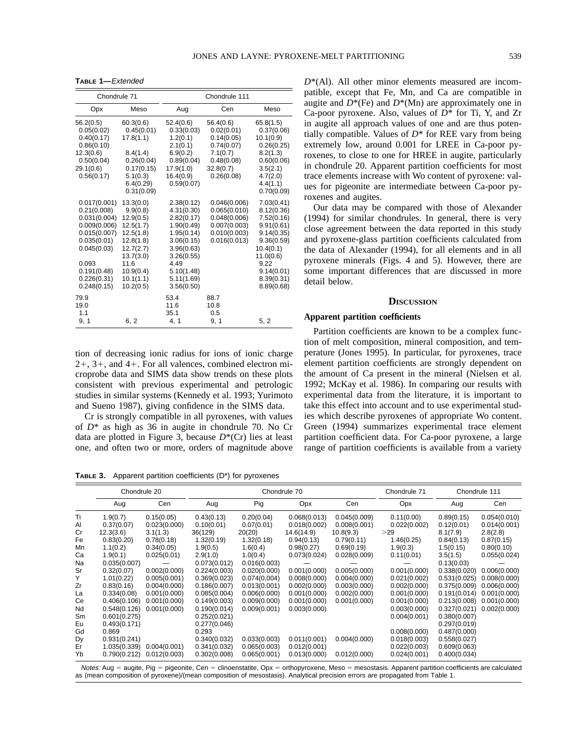**Table 1—**_Extended_

| Chondrule 71 | | Chondrule 111 | | |
|---|---|---|---|---|
| Opx | Meso | Aug | Cen | Meso |
| 56.2(0.5) | 60.3(0.6) | 52.4(0.6) | 56.4(0.6) | 65.8(1.5) |
| 0.05(0.02) | 0.45(0.01) | 0.33(0.03) | 0.02(0.01) | 0.37(0.06) |
| 0.40(0.17) | 17.8(1.1) | 1.2(0.1) | 0.14(0.05) | 10.1(0.9) |
| 0.86(0.10) | | 2.1(0.1) | 0.74(0.07) | 0.26(0.25) |
| 12.3(0.6) | 8.4(1.4) | 6.9(0.2) | 7.1(0.7) | 8.2(1.3) |
| 0.50(0.04) | 0.26(0.04) | 0.89(0.04) | 0.48(0.08) | 0.60(0.06) |
| 29.1(0.6) | 0.17(0.15) | 17.9(1.0) | 32.8(0.7) | 3.5(2.1) |
| 0.56(0.17) | 5.1(0.3) | 16.4(0.9) | 0.26(0.08) | 4.7(2.0) |
| | 6.4(0.29) | 0.59(0.07) | | 4.4(1.1) |
| | 0.31(0.09) | | | 0.70(0.09) |
| 0.017(0.001) | 13.3(0.0) | 2.38(0.12) | 0.046(0.006) | 7.03(0.41) |
| 0.21(0.008) | 9.9(0.8) | 4.31(0.30) | 0.065(0.010) | 8.12(0.36) |
| 0.031(0.004) | 12.9(0.5) | 2.82(0.17) | 0.048(0.006) | 7.52(0.16) |
| 0.009(0.006) | 12.5(1.7) | 1.90(0.49) | 0.007(0.003) | 9.91(0.61) |
| 0.015(0.007) | 12.5(1.8) | 1.95(0.14) | 0.010(0.003) | 9.14(0.35) |
| 0.035(0.01) | 12.8(1.8) | 3.06(0.15) | 0.016(0.013) | 9.36(0.59) |
| 0.045(0.03) | 12.7(2.7) | 3.96(0.63) | | 10.4(0.1) |
| | 13.7(3.0) | 3.26(0.55) | | 11.0(0.6) |
| 0.093 | 11.6 | 4.49 | | 9.22 |
| 0.191(0.48) | 10.9(0.4) | 5.10(1.48) | | 9.14(0.01) |
| 0.226(0.31) | 10.1(1.1) | 5.11(1.69) | | 8.39(0.31) |
| 0.248(0.15) | 10.2(0.5) | 3.56(0.50) | | 8.89(0.68) |
| 79.9 | | 53.4 | 88.7 | |
| 19.0 | | 11.6 | 10.8 | |
| 1.1 | | 35.1 | 0.5 | |
| 9, 1 | 6, 2 | 4, 1 | 9, 1 | 5, 2 |

tion of decreasing ionic radius for ions of ionic charge 2+, 3+, and 4+. For all valences, combined electron microprobe data and SIMS data show trends on these plots consistent with previous experimental and petrologic studies in similar systems (Kennedy et al. 1993; Yurimoto and Sueno 1987), giving confidence in the SIMS data.

Cr is strongly compatible in all pyroxenes, with values of $D^*$ as high as 36 in augite in chondrule 70. No Cr data are plotted in Figure 3, because $D^*$(Cr) lies at least one, and often two or more, orders of magnitude above $D^*$(Al). All other minor elements measured are incompatible, except that Fe, Mn, and Ca are compatible in augite and $D^*$(Fe) and $D^*$(Mn) are approximately one in Ca-poor pyroxene. Also, values of $D^*$ for Ti, Y, and Zr in augite all approach values of one and are thus potentially compatible. Values of $D^*$ for REE vary from being extremely low, around 0.001 for LREE in Ca-poor pyroxenes, to close to one for HREE in augite, particularly in chondrule 20. Apparent partition coefficients for most trace elements increase with Wo content of pyroxene: values for pigeonite are intermediate between Ca-poor pyroxenes and augites.

Our data may be compared with those of Alexander (1994) for similar chondrules. In general, there is very close agreement between the data reported in this study and pyroxene-glass partition coefficients calculated from the data of Alexander (1994), for all elements and in all pyroxene minerals (Figs. 4 and 5). However, there are some important differences that are discussed in more detail below.

## Discussion

### Apparent partition coefficients

Partition coefficients are known to be a complex function of melt composition, mineral composition, and temperature (Jones 1995). In particular, for pyroxenes, trace element partition coefficients are strongly dependent on the amount of Ca present in the mineral (Nielsen et al. 1992; McKay et al. 1986). In comparing our results with experimental data from the literature, it is important to take this effect into account and to use experimental studies which describe pyroxenes of appropriate Wo content. Green (1994) summarizes experimental trace element partition coefficient data. For Ca-poor pyroxene, a large range of partition coefficients is available from a variety

**Table 3.** Apparent partition coefficients (D*) for pyroxenes

| | Chondrule 20 | | Chondrule 70 | | | | Chondrule 71 | Chondrule 111 | |
|---|---|---|---|---|---|---|---|---|---|
| | Aug | Cen | Aug | Pig | Opx | Cen | Opx | Aug | Cen |
| Ti | 1.9(0.7) | 0.15(0.05) | 0.43(0.13) | 0.20(0.04) | 0.068(0.013) | 0.045(0.009) | 0.11(0.00) | 0.89(0.15) | 0.054(0.010) |
| Al | 0.37(0.07) | 0.023(0.000) | 0.10(0.01) | 0.07(0.01) | 0.018(0.002) | 0.008(0.001) | 0.022(0.002) | 0.12(0.01) | 0.014(0.001) |
| Cr | 12.3(3.6) | 3.1(1.3) | 36(129) | 20(20) | 14.6(14.9) | 10.8(9.3) | >29 | 8.1(7.9) | 2.8(2.8) |
| Fe | 0.83(0.20) | 0.78(0.18) | 1.32(0.19) | 1.32(0.18) | 0.94(0.13) | 0.79(0.11) | 1.46(0.25) | 0.84(0.13) | 0.87(0.15) |
| Mn | 1.1(0.2) | 0.34(0.05) | 1.9(0.5) | 1.6(0.4) | 0.98(0.27) | 0.69(0.19) | 1.9(0.3) | 1.5(0.15) | 0.80(0.10) |
| Ca | 1.9(0.1) | 0.025(0.01) | 2.9(1.0) | 1.0(0.4) | 0.073(0.024) | 0.028(0.009) | 0.11(0.01) | 3.5(1.5) | 0.055(0.024) |
| Na | 0.035(0.007) | — | 0.073(0.012) | 0.016(0.003) | — | — | — | 0.13(0.03) | — |
| Sr | 0.32(0.07) | 0.002(0.000) | 0.224(0.003) | 0.020(0.000) | 0.001(0.000) | 0.005(0.000) | 0.001(0.000) | 0.338(0.020) | 0.006(0.000) |
| Y | 1.01(0.22) | 0.005(0.001) | 0.369(0.023) | 0.074(0.004) | 0.008(0.000) | 0.004(0.000) | 0.021(0.002) | 0.531(0.025) | 0.008(0.000) |
| Zr | 0.83(0.16) | 0.004(0.000) | 0.186(0.007) | 0.013(0.001) | 0.002(0.000) | 0.003(0.000) | 0.002(0.000) | 0.375(0.009) | 0.006(0.000) |
| La | 0.334(0.08) | 0.001(0.000) | 0.085(0.004) | 0.006(0.000) | 0.001(0.000) | 0.002(0.000) | 0.001(0.000) | 0.191(0.014) | 0.001(0.000) |
| Ce | 0.406(0.106) | 0.001(0.000) | 0.149(0.003) | 0.009(0.000) | 0.001(0.000) | 0.001(0.000) | 0.001(0.000) | 0.213(0.008) | 0.001(0.000) |
| Nd | 0.548(0.126) | 0.001(0.000) | 0.190(0.014) | 0.009(0.001) | 0.003(0.000) | | 0.003(0.000) | 0.327(0.021) | 0.002(0.000) |
| Sm | 0.601(0.275) | | 0.252(0.021) | | | | 0.004(0.001) | 0.380(0.007) | |
| Eu | 0.493(0.171) | | 0.277(0.046) | | | | | 0.297(0.019) | |
| Gd | 0.869 | | 0.293 | | | | 0.008(0.000) | 0.487(0.000) | |
| Dy | 0.931(0.241) | | 0.340(0.032) | 0.033(0.003) | 0.011(0.001) | 0.004(0.000) | 0.018(0.003) | 0.558(0.027) | |
| Er | 1.035(0.339) | 0.004(0.001) | 0.341(0.032) | 0.065(0.003) | 0.012(0.001) | | 0.022(0.003) | 0.609(0.063) | |
| Yb | 0.790(0.212) | 0.012(0.003) | 0.302(0.008) | 0.065(0.001) | 0.013(0.000) | 0.012(0.000) | 0.024(0.001) | 0.400(0.034) | |

_Notes:_ Aug = augite, Pig = pigeonite, Cen = clinoenstatite, Opx = orthopyroxene, Meso = mesostasis. Apparent partition coefficients are calculated as (mean composition of pyroxene)/(mean composition of mesostasis). Analytical precision errors are propagated from Table 1.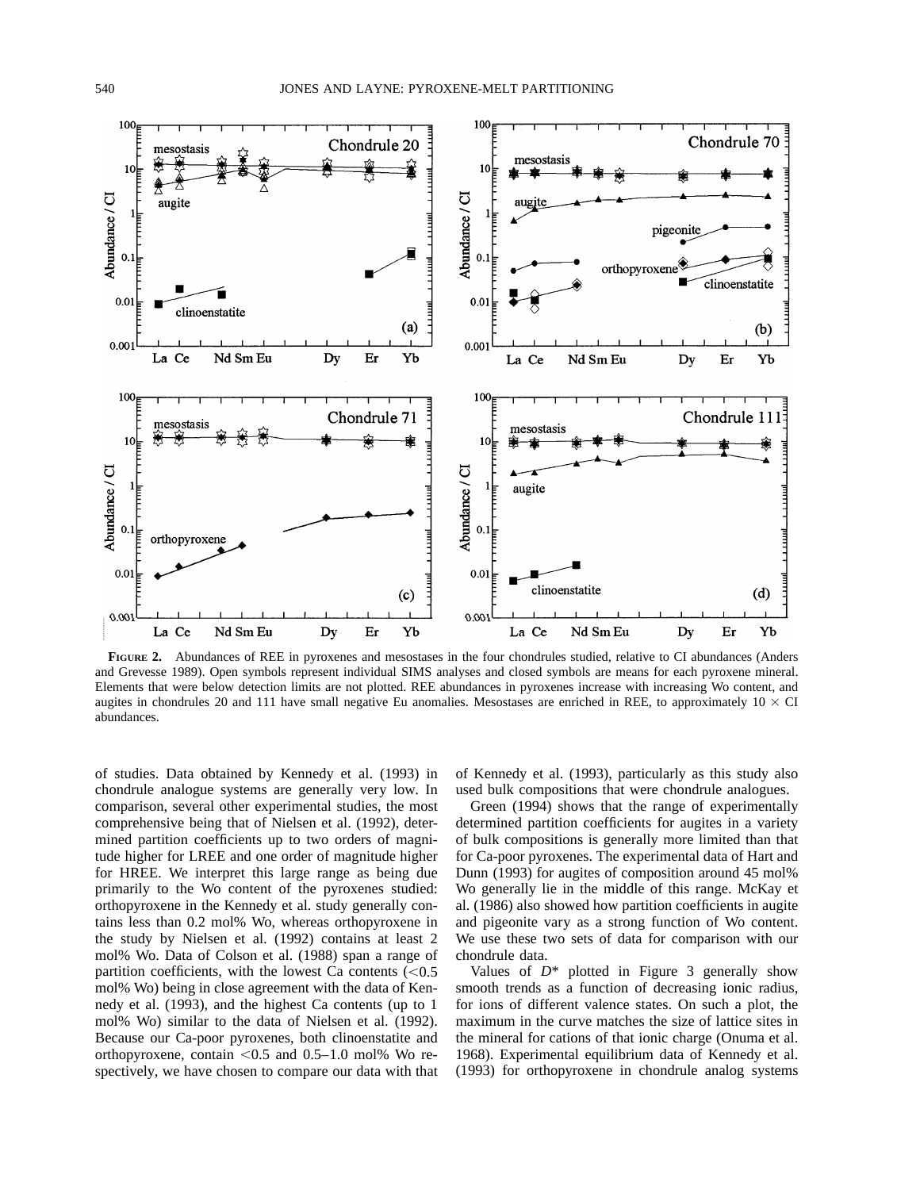**FIGURE 2.** Abundances of REE in pyroxenes and mesostases in the four chondrules studied, relative to CI abundances (Anders and Grevesse 1989). Open symbols represent individual SIMS analyses and closed symbols are means for each pyroxene mineral. Elements that were below detection limits are not plotted. REE abundances in pyroxenes increase with increasing Wo content, and augites in chondrules 20 and 111 have small negative Eu anomalies. Mesostases are enriched in REE, to approximately 10 × CI abundances.

of studies. Data obtained by Kennedy et al. (1993) in chondrule analogue systems are generally very low. In comparison, several other experimental studies, the most comprehensive being that of Nielsen et al. (1992), determined partition coefficients up to two orders of magnitude higher for LREE and one order of magnitude higher for HREE. We interpret this large range as being due primarily to the Wo content of the pyroxenes studied: orthopyroxene in the Kennedy et al. study generally contains less than 0.2 mol% Wo, whereas orthopyroxene in the study by Nielsen et al. (1992) contains at least 2 mol% Wo. Data of Colson et al. (1988) span a range of partition coefficients, with the lowest Ca contents (<0.5 mol% Wo) being in close agreement with the data of Kennedy et al. (1993), and the highest Ca contents (up to 1 mol% Wo) similar to the data of Nielsen et al. (1992). Because our Ca-poor pyroxenes, both clinoenstatite and orthopyroxene, contain <0.5 and 0.5–1.0 mol% Wo respectively, we have chosen to compare our data with that of Kennedy et al. (1993), particularly as this study also used bulk compositions that were chondrule analogues.

Green (1994) shows that the range of experimentally determined partition coefficients for augites in a variety of bulk compositions is generally more limited than that for Ca-poor pyroxenes. The experimental data of Hart and Dunn (1993) for augites of composition around 45 mol% Wo generally lie in the middle of this range. McKay et al. (1986) also showed how partition coefficients in augite and pigeonite vary as a strong function of Wo content. We use these two sets of data for comparison with our chondrule data.

Values of $D^*$ plotted in Figure 3 generally show smooth trends as a function of decreasing ionic radius, for ions of different valence states. On such a plot, the maximum in the curve matches the size of lattice sites in the mineral for cations of that ionic charge (Onuma et al. 1968). Experimental equilibrium data of Kennedy et al. (1993) for orthopyroxene in chondrule analog systems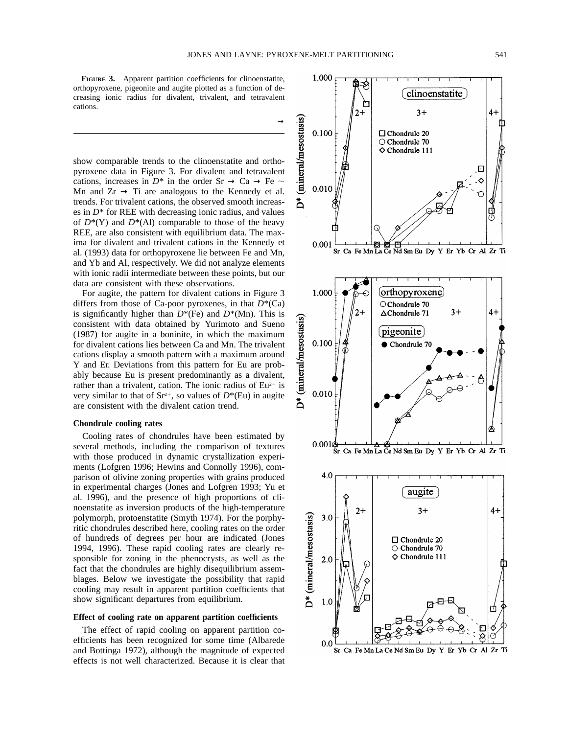**FIGURE 3.** Apparent partition coefficients for clinoenstatite, orthopyroxene, pigeonite and augite plotted as a function of decreasing ionic radius for divalent, trivalent, and tetravalent cations.

→

show comparable trends to the clinoenstatite and orthopyroxene data in Figure 3. For divalent and tetravalent cations, increases in $D^*$ in the order Sr → Ca → Fe ~ Mn and Zr → Ti are analogous to the Kennedy et al. trends. For trivalent cations, the observed smooth increases in $D^*$ for REE with decreasing ionic radius, and values of $D^*(\mathrm{Y})$ and $D^*(\mathrm{Al})$ comparable to those of the heavy REE, are also consistent with equilibrium data. The maxima for divalent and trivalent cations in the Kennedy et al. (1993) data for orthopyroxene lie between Fe and Mn, and Yb and Al, respectively. We did not analyze elements with ionic radii intermediate between these points, but our data are consistent with these observations.

For augite, the pattern for divalent cations in Figure 3 differs from those of Ca-poor pyroxenes, in that $D^*(\mathrm{Ca})$ is significantly higher than $D^*(\mathrm{Fe})$ and $D^*(\mathrm{Mn})$. This is consistent with data obtained by Yurimoto and Sueno (1987) for augite in a boninite, in which the maximum for divalent cations lies between Ca and Mn. The trivalent cations display a smooth pattern with a maximum around Y and Er. Deviations from this pattern for Eu are probably because Eu is present predominantly as a divalent, rather than a trivalent, cation. The ionic radius of $Eu^{2+}$ is very similar to that of $Sr^{2+}$, so values of $D^*(\mathrm{Eu})$ in augite are consistent with the divalent cation trend.

### Chondrule cooling rates

Cooling rates of chondrules have been estimated by several methods, including the comparison of textures with those produced in dynamic crystallization experiments (Lofgren 1996; Hewins and Connolly 1996), comparison of olivine zoning properties with grains produced in experimental charges (Jones and Lofgren 1993; Yu et al. 1996), and the presence of high proportions of clinoenstatite as inversion products of the high-temperature polymorph, protoenstatite (Smyth 1974). For the porphyritic chondrules described here, cooling rates on the order of hundreds of degrees per hour are indicated (Jones 1994, 1996). These rapid cooling rates are clearly responsible for zoning in the phenocrysts, as well as the fact that the chondrules are highly disequilibrium assemblages. Below we investigate the possibility that rapid cooling may result in apparent partition coefficients that show significant departures from equilibrium.

### Effect of cooling rate on apparent partition coefficients

The effect of rapid cooling on apparent partition coefficients has been recognized for some time (Albarede and Bottinga 1972), although the magnitude of expected effects is not well characterized. Because it is clear that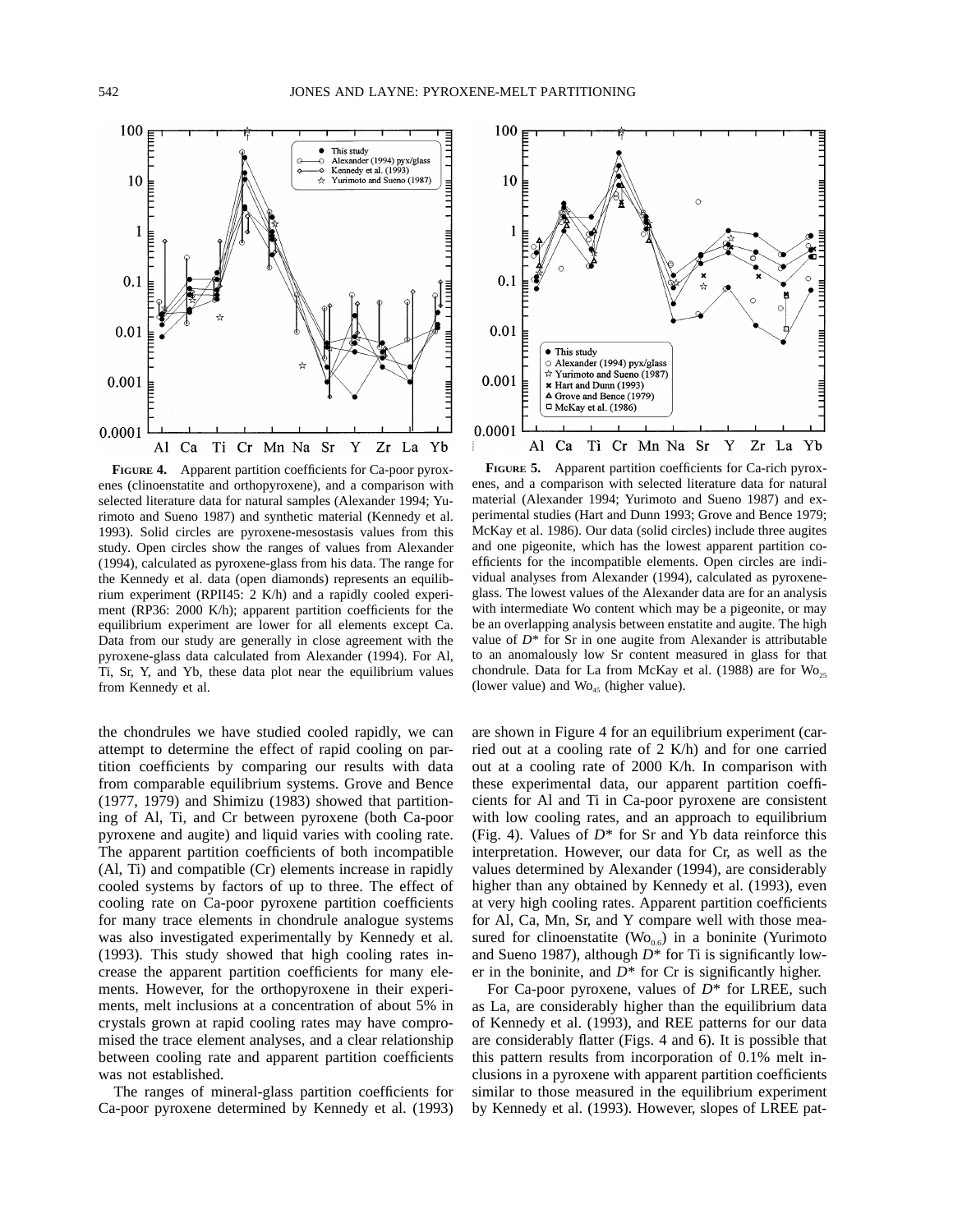**FIGURE 4.** Apparent partition coefficients for Ca-poor pyroxenes (clinoenstatite and orthopyroxene), and a comparison with selected literature data for natural samples (Alexander 1994; Yurimoto and Sueno 1987) and synthetic material (Kennedy et al. 1993). Solid circles are pyroxene-mesostasis values from this study. Open circles show the ranges of values from Alexander (1994), calculated as pyroxene-glass from his data. The range for the Kennedy et al. data (open diamonds) represents an equilibrium experiment (RPII45: 2 K/h) and a rapidly cooled experiment (RP36: 2000 K/h); apparent partition coefficients for the equilibrium experiment are lower for all elements except Ca. Data from our study are generally in close agreement with the pyroxene-glass data calculated from Alexander (1994). For Al, Ti, Sr, Y, and Yb, these data plot near the equilibrium values from Kennedy et al.

**FIGURE 5.** Apparent partition coefficients for Ca-rich pyroxenes, and a comparison with selected literature data for natural material (Alexander 1994; Yurimoto and Sueno 1987) and experimental studies (Hart and Dunn 1993; Grove and Bence 1979; McKay et al. 1986). Our data (solid circles) include three augites and one pigeonite, which has the lowest apparent partition coefficients for the incompatible elements. Open circles are individual analyses from Alexander (1994), calculated as pyroxene-glass. The lowest values of the Alexander data are for an analysis with intermediate Wo content which may be a pigeonite, or may be an overlapping analysis between enstatite and augite. The high value of $D^*$ for Sr in one augite from Alexander is attributable to an anomalously low Sr content measured in glass for that chondrule. Data for La from McKay et al. (1988) are for $Wo_{25}$ (lower value) and $Wo_{45}$ (higher value).

the chondrules we have studied cooled rapidly, we can attempt to determine the effect of rapid cooling on partition coefficients by comparing our results with data from comparable equilibrium systems. Grove and Bence (1977, 1979) and Shimizu (1983) showed that partitioning of Al, Ti, and Cr between pyroxene (both Ca-poor pyroxene and augite) and liquid varies with cooling rate. The apparent partition coefficients of both incompatible (Al, Ti) and compatible (Cr) elements increase in rapidly cooled systems by factors of up to three. The effect of cooling rate on Ca-poor pyroxene partition coefficients for many trace elements in chondrule analogue systems was also investigated experimentally by Kennedy et al. (1993). This study showed that high cooling rates increase the apparent partition coefficients for many elements. However, for the orthopyroxene in their experiments, melt inclusions at a concentration of about 5% in crystals grown at rapid cooling rates may have compromised the trace element analyses, and a clear relationship between cooling rate and apparent partition coefficients was not established.

The ranges of mineral-glass partition coefficients for Ca-poor pyroxene determined by Kennedy et al. (1993) are shown in Figure 4 for an equilibrium experiment (carried out at a cooling rate of 2 K/h) and for one carried out at a cooling rate of 2000 K/h. In comparison with these experimental data, our apparent partition coefficients for Al and Ti in Ca-poor pyroxene are consistent with low cooling rates, and an approach to equilibrium (Fig. 4). Values of $D^*$ for Sr and Yb data reinforce this interpretation. However, our data for Cr, as well as the values determined by Alexander (1994), are considerably higher than any obtained by Kennedy et al. (1993), even at very high cooling rates. Apparent partition coefficients for Al, Ca, Mn, Sr, and Y compare well with those measured for clinoenstatite ($Wo_{0.6}$) in a boninite (Yurimoto and Sueno 1987), although $D^*$ for Ti is significantly lower in the boninite, and $D^*$ for Cr is significantly higher.

For Ca-poor pyroxene, values of $D^*$ for LREE, such as La, are considerably higher than the equilibrium data of Kennedy et al. (1993), and REE patterns for our data are considerably flatter (Figs. 4 and 6). It is possible that this pattern results from incorporation of 0.1% melt inclusions in a pyroxene with apparent partition coefficients similar to those measured in the equilibrium experiment by Kennedy et al. (1993). However, slopes of LREE pat-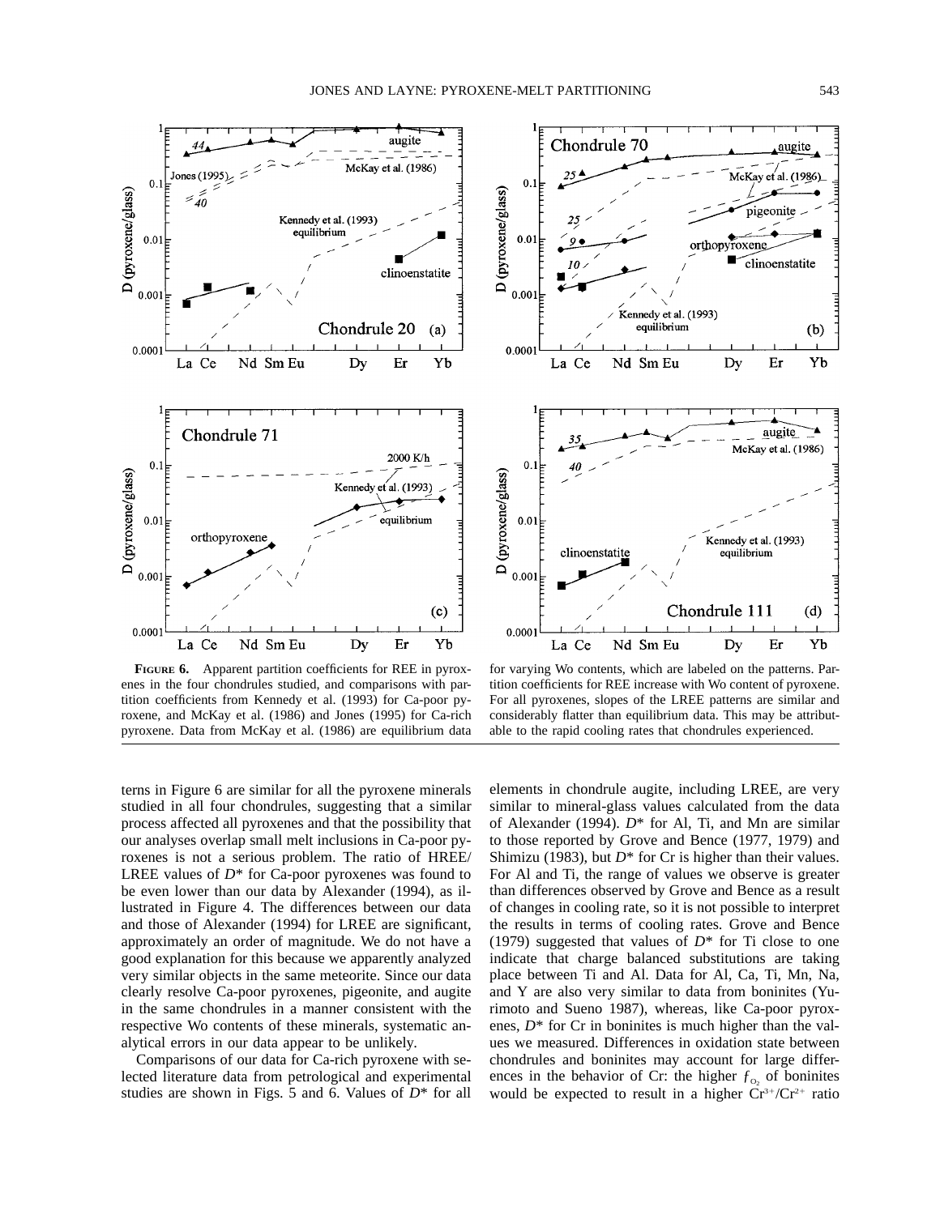**FIGURE 6.** Apparent partition coefficients for REE in pyroxenes in the four chondrules studied, and comparisons with partition coefficients from Kennedy et al. (1993) for Ca-poor pyroxene, and McKay et al. (1986) and Jones (1995) for Ca-rich pyroxene. Data from McKay et al. (1986) are equilibrium data for varying Wo contents, which are labeled on the patterns. Partition coefficients for REE increase with Wo content of pyroxene. For all pyroxenes, slopes of the LREE patterns are similar and considerably flatter than equilibrium data. This may be attributable to the rapid cooling rates that chondrules experienced.

terns in Figure 6 are similar for all the pyroxene minerals studied in all four chondrules, suggesting that a similar process affected all pyroxenes and that the possibility that our analyses overlap small melt inclusions in Ca-poor pyroxenes is not a serious problem. The ratio of HREE/LREE values of $D^*$ for Ca-poor pyroxenes was found to be even lower than our data by Alexander (1994), as illustrated in Figure 4. The differences between our data and those of Alexander (1994) for LREE are significant, approximately an order of magnitude. We do not have a good explanation for this because we apparently analyzed very similar objects in the same meteorite. Since our data clearly resolve Ca-poor pyroxenes, pigeonite, and augite in the same chondrules in a manner consistent with the respective Wo contents of these minerals, systematic analytical errors in our data appear to be unlikely.

Comparisons of our data for Ca-rich pyroxene with selected literature data from petrological and experimental studies are shown in Figs. 5 and 6. Values of $D^*$ for all elements in chondrule augite, including LREE, are very similar to mineral-glass values calculated from the data of Alexander (1994). $D^*$ for Al, Ti, and Mn are similar to those reported by Grove and Bence (1977, 1979) and Shimizu (1983), but $D^*$ for Cr is higher than their values. For Al and Ti, the range of values we observe is greater than differences observed by Grove and Bence as a result of changes in cooling rate, so it is not possible to interpret the results in terms of cooling rates. Grove and Bence (1979) suggested that values of $D^*$ for Ti close to one indicate that charge balanced substitutions are taking place between Ti and Al. Data for Al, Ca, Ti, Mn, Na, and Y are also very similar to data from boninites (Yurimoto and Sueno 1987), whereas, like Ca-poor pyroxenes, $D^*$ for Cr in boninites is much higher than the values we measured. Differences in oxidation state between chondrules and boninites may account for large differences in the behavior of Cr: the higher $f_{O_2}$ of boninites would be expected to result in a higher $Cr^{3+}/Cr^{2+}$ ratio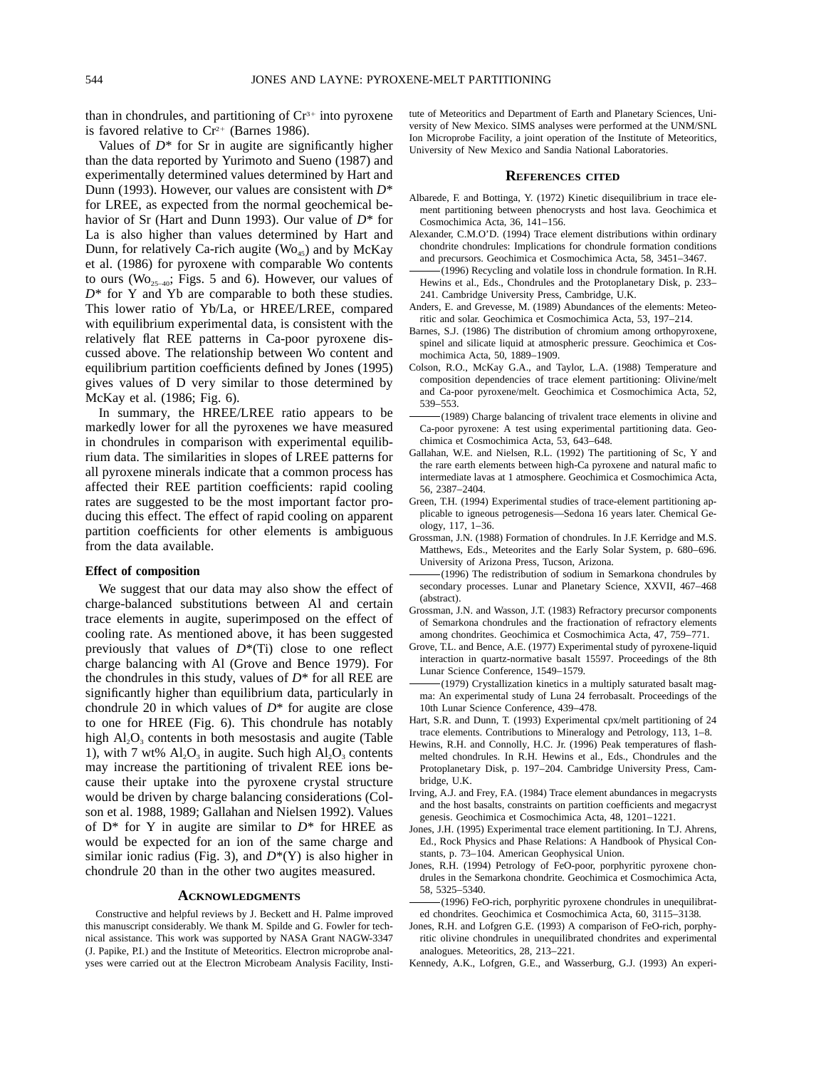than in chondrules, and partitioning of $Cr^{3+}$ into pyroxene is favored relative to $Cr^{2+}$ (Barnes 1986).

Values of $D^*$ for Sr in augite are significantly higher than the data reported by Yurimoto and Sueno (1987) and experimentally determined values determined by Hart and Dunn (1993). However, our values are consistent with $D^*$ for LREE, as expected from the normal geochemical behavior of Sr (Hart and Dunn 1993). Our value of $D^*$ for La is also higher than values determined by Hart and Dunn, for relatively Ca-rich augite ($Wo_{45}$) and by McKay et al. (1986) for pyroxene with comparable Wo contents to ours ($Wo_{25-40}$; Figs. 5 and 6). However, our values of $D^*$ for Y and Yb are comparable to both these studies. This lower ratio of Yb/La, or HREE/LREE, compared with equilibrium experimental data, is consistent with the relatively flat REE patterns in Ca-poor pyroxene discussed above. The relationship between Wo content and equilibrium partition coefficients defined by Jones (1995) gives values of D very similar to those determined by McKay et al. (1986; Fig. 6).

In summary, the HREE/LREE ratio appears to be markedly lower for all the pyroxenes we have measured in chondrules in comparison with experimental equilibrium data. The similarities in slopes of LREE patterns for all pyroxene minerals indicate that a common process has affected their REE partition coefficients: rapid cooling rates are suggested to be the most important factor producing this effect. The effect of rapid cooling on apparent partition coefficients for other elements is ambiguous from the data available.

### Effect of composition

We suggest that our data may also show the effect of charge-balanced substitutions between Al and certain trace elements in augite, superimposed on the effect of cooling rate. As mentioned above, it has been suggested previously that values of $D^*$(Ti) close to one reflect charge balancing with Al (Grove and Bence 1979). For the chondrules in this study, values of $D^*$ for all REE are significantly higher than equilibrium data, particularly in chondrule 20 in which values of $D^*$ for augite are close to one for HREE (Fig. 6). This chondrule has notably high $Al_2O_3$ contents in both mesostasis and augite (Table 1), with 7 wt% $Al_2O_3$ in augite. Such high $Al_2O_3$ contents may increase the partitioning of trivalent REE ions because their uptake into the pyroxene crystal structure would be driven by charge balancing considerations (Colson et al. 1988, 1989; Gallahan and Nielsen 1992). Values of $D^*$ for Y in augite are similar to $D^*$ for HREE as would be expected for an ion of the same charge and similar ionic radius (Fig. 3), and $D^*$(Y) is also higher in chondrule 20 than in the other two augites measured.

## Acknowledgments

Constructive and helpful reviews by J. Beckett and H. Palme improved this manuscript considerably. We thank M. Spilde and G. Fowler for technical assistance. This work was supported by NASA Grant NAGW-3347 (J. Papike, P.I.) and the Institute of Meteoritics. Electron microprobe analyses were carried out at the Electron Microbeam Analysis Facility, Institute of Meteoritics and Department of Earth and Planetary Sciences, University of New Mexico. SIMS analyses were performed at the UNM/SNL Ion Microprobe Facility, a joint operation of the Institute of Meteoritics, University of New Mexico and Sandia National Laboratories.

## References cited

Albarede, F. and Bottinga, Y. (1972) Kinetic disequilibrium in trace element partitioning between phenocrysts and host lava. Geochimica et Cosmochimica Acta, 36, 141–156.

Alexander, C.M.O'D. (1994) Trace element distributions within ordinary chondrite chondrules: Implications for chondrule formation conditions and precursors. Geochimica et Cosmochimica Acta, 58, 3451–3467.

——— (1996) Recycling and volatile loss in chondrule formation. In R.H. Hewins et al., Eds., Chondrules and the Protoplanetary Disk, p. 233–241. Cambridge University Press, Cambridge, U.K.

Anders, E. and Grevesse, M. (1989) Abundances of the elements: Meteoritic and solar. Geochimica et Cosmochimica Acta, 53, 197–214.

Barnes, S.J. (1986) The distribution of chromium among orthopyroxene, spinel and silicate liquid at atmospheric pressure. Geochimica et Cosmochimica Acta, 50, 1889–1909.

Colson, R.O., McKay G.A., and Taylor, L.A. (1988) Temperature and composition dependencies of trace element partitioning: Olivine/melt and Ca-poor pyroxene/melt. Geochimica et Cosmochimica Acta, 52, 539–553.

——— (1989) Charge balancing of trivalent trace elements in olivine and Ca-poor pyroxene: A test using experimental partitioning data. Geochimica et Cosmochimica Acta, 53, 643–648.

Gallahan, W.E. and Nielsen, R.L. (1992) The partitioning of Sc, Y and the rare earth elements between high-Ca pyroxene and natural mafic to intermediate lavas at 1 atmosphere. Geochimica et Cosmochimica Acta, 56, 2387–2404.

Green, T.H. (1994) Experimental studies of trace-element partitioning applicable to igneous petrogenesis—Sedona 16 years later. Chemical Geology, 117, 1–36.

Grossman, J.N. (1988) Formation of chondrules. In J.F. Kerridge and M.S. Matthews, Eds., Meteorites and the Early Solar System, p. 680–696. University of Arizona Press, Tucson, Arizona.

——— (1996) The redistribution of sodium in Semarkona chondrules by secondary processes. Lunar and Planetary Science, XXVII, 467–468 (abstract).

Grossman, J.N. and Wasson, J.T. (1983) Refractory precursor components of Semarkona chondrules and the fractionation of refractory elements among chondrites. Geochimica et Cosmochimica Acta, 47, 759–771.

Grove, T.L. and Bence, A.E. (1977) Experimental study of pyroxene-liquid interaction in quartz-normative basalt 15597. Proceedings of the 8th Lunar Science Conference, 1549–1579.

——— (1979) Crystallization kinetics in a multiply saturated basalt magma: An experimental study of Luna 24 ferrobasalt. Proceedings of the 10th Lunar Science Conference, 439–478.

Hart, S.R. and Dunn, T. (1993) Experimental cpx/melt partitioning of 24 trace elements. Contributions to Mineralogy and Petrology, 113, 1–8.

Hewins, R.H. and Connolly, H.C. Jr. (1996) Peak temperatures of flash-melted chondrules. In R.H. Hewins et al., Eds., Chondrules and the Protoplanetary Disk, p. 197–204. Cambridge University Press, Cambridge, U.K.

Irving, A.J. and Frey, F.A. (1984) Trace element abundances in megacrysts and the host basalts, constraints on partition coefficients and megacryst genesis. Geochimica et Cosmochimica Acta, 48, 1201–1221.

Jones, J.H. (1995) Experimental trace element partitioning. In T.J. Ahrens, Ed., Rock Physics and Phase Relations: A Handbook of Physical Constants, p. 73–104. American Geophysical Union.

Jones, R.H. (1994) Petrology of FeO-poor, porphyritic pyroxene chondrules in the Semarkona chondrite. Geochimica et Cosmochimica Acta, 58, 5325–5340.

——— (1996) FeO-rich, porphyritic pyroxene chondrules in unequilibrated chondrites. Geochimica et Cosmochimica Acta, 60, 3115–3138.

Jones, R.H. and Lofgren G.E. (1993) A comparison of FeO-rich, porphyritic olivine chondrules in unequilibrated chondrites and experimental analogues. Meteoritics, 28, 213–221.

Kennedy, A.K., Lofgren, G.E., and Wasserburg, G.J. (1993) An experi-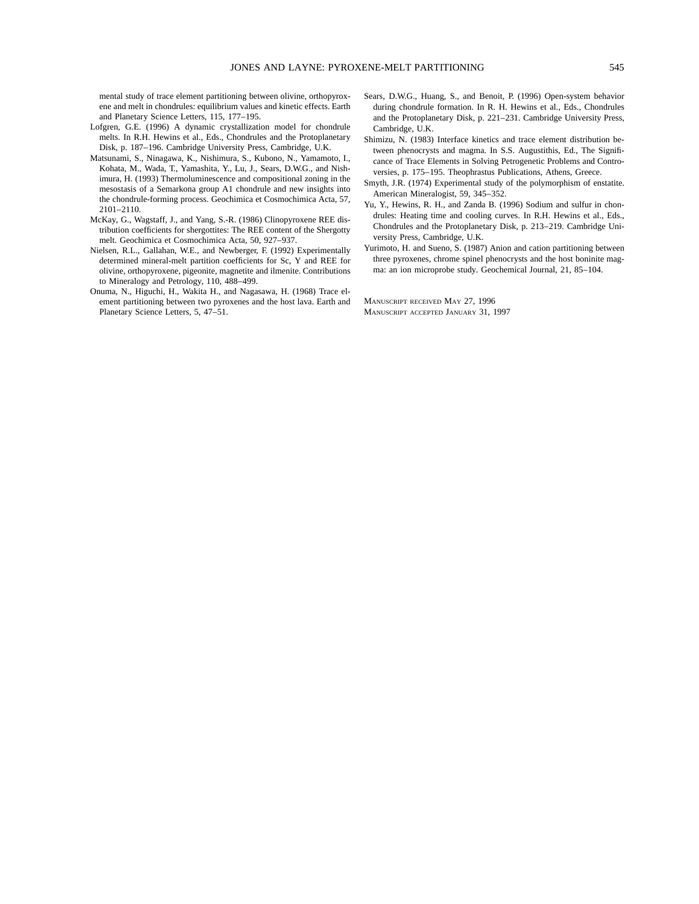mental study of trace element partitioning between olivine, orthopyroxene and melt in chondrules: equilibrium values and kinetic effects. Earth and Planetary Science Letters, 115, 177–195.

Lofgren, G.E. (1996) A dynamic crystallization model for chondrule melts. In R.H. Hewins et al., Eds., Chondrules and the Protoplanetary Disk, p. 187–196. Cambridge University Press, Cambridge, U.K.

Matsunami, S., Ninagawa, K., Nishimura, S., Kubono, N., Yamamoto, I., Kohata, M., Wada, T., Yamashita, Y., Lu, J., Sears, D.W.G., and Nishimura, H. (1993) Thermoluminescence and compositional zoning in the mesostasis of a Semarkona group A1 chondrule and new insights into the chondrule-forming process. Geochimica et Cosmochimica Acta, 57, 2101–2110.

McKay, G., Wagstaff, J., and Yang, S.-R. (1986) Clinopyroxene REE distribution coefficients for shergottites: The REE content of the Shergotty melt. Geochimica et Cosmochimica Acta, 50, 927–937.

Nielsen, R.L., Gallahan, W.E., and Newberger, F. (1992) Experimentally determined mineral-melt partition coefficients for Sc, Y and REE for olivine, orthopyroxene, pigeonite, magnetite and ilmenite. Contributions to Mineralogy and Petrology, 110, 488–499.

Onuma, N., Higuchi, H., Wakita H., and Nagasawa, H. (1968) Trace element partitioning between two pyroxenes and the host lava. Earth and Planetary Science Letters, 5, 47–51.

Sears, D.W.G., Huang, S., and Benoit, P. (1996) Open-system behavior during chondrule formation. In R. H. Hewins et al., Eds., Chondrules and the Protoplanetary Disk, p. 221–231. Cambridge University Press, Cambridge, U.K.

Shimizu, N. (1983) Interface kinetics and trace element distribution between phenocrysts and magma. In S.S. Augustithis, Ed., The Significance of Trace Elements in Solving Petrogenetic Problems and Controversies, p. 175–195. Theophrastus Publications, Athens, Greece.

Smyth, J.R. (1974) Experimental study of the polymorphism of enstatite. American Mineralogist, 59, 345–352.

Yu, Y., Hewins, R. H., and Zanda B. (1996) Sodium and sulfur in chondrules: Heating time and cooling curves. In R.H. Hewins et al., Eds., Chondrules and the Protoplanetary Disk, p. 213–219. Cambridge University Press, Cambridge, U.K.

Yurimoto, H. and Sueno, S. (1987) Anion and cation partitioning between three pyroxenes, chrome spinel phenocrysts and the host boninite magma: an ion microprobe study. Geochemical Journal, 21, 85–104.

Manuscript received May 27, 1996
Manuscript accepted January 31, 1997